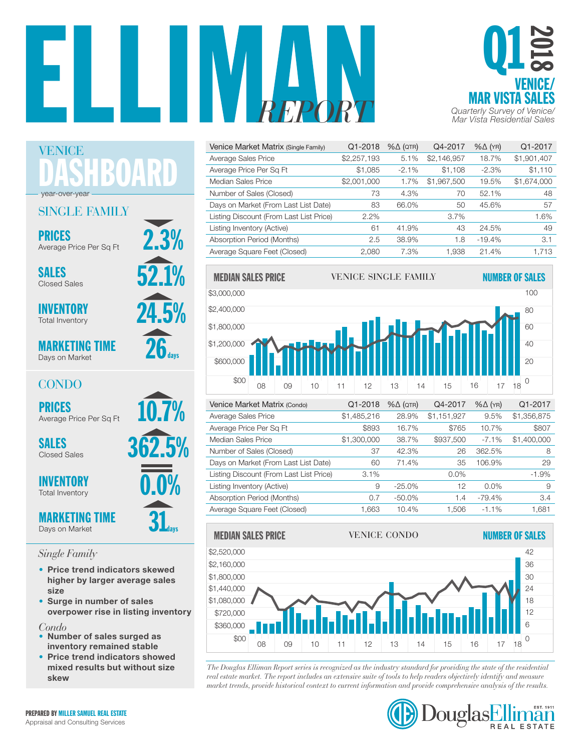# ELLIMAN REPORT

## Q1 2018 VENICE/ MAR VISTA SALES

*Quarterly Survey of Venice/ Mar Vista Residential Sales*

## VENICE DASHBOARD

year-over-year

### SINGLE FAMILY

**PRICES** Average Price Per Sq Ft — 2.3% (down)

**SALES** Closed Sales — 52.1% (up)

**INVENTORY** Total Inventory — 24.5% (up)

**MARKETING TIME** Days on Market — 26 days (up)

### CONDO

**PRICES** Average Price Per Sq Ft — 10.7% (up)

**SALES** Closed Sales — 362.5% (up)

**INVENTORY** Total Inventory — 0.0% (unchanged)

**MARKETING TIME** Days on Market — 31 days (up)

*Single Family*

- **Price trend indicators skewed higher by larger average sales size**
- **Surge in number of sales overpower rise in listing inventory**

*Condo*

- **Number of sales surged as inventory remained stable**
- **Price trend indicators showed mixed results but without size skew**

| Venice Market Matrix (Single Family) | Q1-2018 | %Δ (QTR) | Q4-2017 | %Δ (YR) | Q1-2017 |
|---|---|---|---|---|---|
| Average Sales Price | $2,257,193 | 5.1% | $2,146,957 | 18.7% | $1,901,407 |
| Average Price Per Sq Ft | $1,085 | -2.1% | $1,108 | -2.3% | $1,110 |
| Median Sales Price | $2,001,000 | 1.7% | $1,967,500 | 19.5% | $1,674,000 |
| Number of Sales (Closed) | 73 | 4.3% | 70 | 52.1% | 48 |
| Days on Market (From Last List Date) | 83 | 66.0% | 50 | 45.6% | 57 |
| Listing Discount (From Last List Price) | 2.2% | | 3.7% | | 1.6% |
| Listing Inventory (Active) | 61 | 41.9% | 43 | 24.5% | 49 |
| Absorption Period (Months) | 2.5 | 38.9% | 1.8 | -19.4% | 3.1 |
| Average Square Feet (Closed) | 2,080 | 7.3% | 1,938 | 21.4% | 1,713 |

MEDIAN SALES PRICE — VENICE SINGLE FAMILY — NUMBER OF SALES

| Venice Market Matrix (Condo) | Q1-2018 | %Δ (QTR) | Q4-2017 | %Δ (YR) | Q1-2017 |
|---|---|---|---|---|---|
| Average Sales Price | $1,485,216 | 28.9% | $1,151,927 | 9.5% | $1,356,875 |
| Average Price Per Sq Ft | $893 | 16.7% | $765 | 10.7% | $807 |
| Median Sales Price | $1,300,000 | 38.7% | $937,500 | -7.1% | $1,400,000 |
| Number of Sales (Closed) | 37 | 42.3% | 26 | 362.5% | 8 |
| Days on Market (From Last List Date) | 60 | 71.4% | 35 | 106.9% | 29 |
| Listing Discount (From Last List Price) | 3.1% | | 0.0% | | -1.9% |
| Listing Inventory (Active) | 9 | -25.0% | 12 | 0.0% | 9 |
| Absorption Period (Months) | 0.7 | -50.0% | 1.4 | -79.4% | 3.4 |
| Average Square Feet (Closed) | 1,663 | 10.4% | 1,506 | -1.1% | 1,681 |

MEDIAN SALES PRICE — VENICE CONDO — NUMBER OF SALES

*The Douglas Elliman Report series is recognized as the industry standard for providing the state of the residential real estate market. The report includes an extensive suite of tools to help readers objectively identify and measure market trends, provide historical context to current information and provide comprehensive analysis of the results.*

**PREPARED BY MILLER SAMUEL REAL ESTATE**
Appraisal and Consulting Services

Douglas Elliman REAL ESTATE — EST. 1911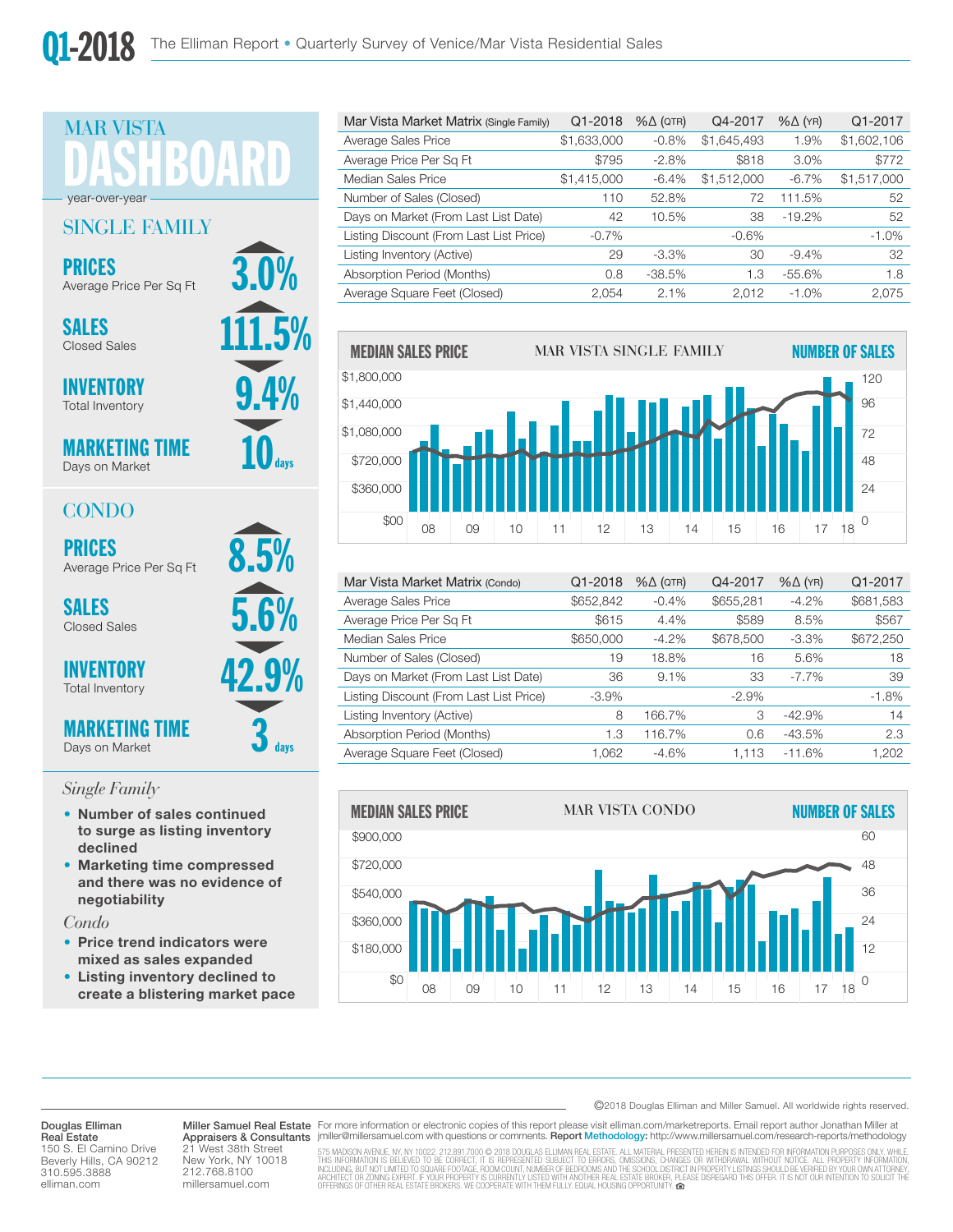# Q1-2018 The Elliman Report • Quarterly Survey of Venice/Mar Vista Residential Sales

## MAR VISTA DASHBOARD

year-over-year

### SINGLE FAMILY

**PRICES** Average Price Per Sq Ft — 3.0%

**SALES** Closed Sales — 111.5%

**INVENTORY** Total Inventory — 9.4%

**MARKETING TIME** Days on Market — 10 days

### CONDO

**PRICES** Average Price Per Sq Ft — 8.5%

**SALES** Closed Sales — 5.6%

**INVENTORY** Total Inventory — 42.9%

**MARKETING TIME** Days on Market — 3 days

*Single Family*

- **Number of sales continued to surge as listing inventory declined**
- **Marketing time compressed and there was no evidence of negotiability**

*Condo*

- **Price trend indicators were mixed as sales expanded**
- **Listing inventory declined to create a blistering market pace**

| Mar Vista Market Matrix (Single Family) | Q1-2018 | %Δ (QTR) | Q4-2017 | %Δ (YR) | Q1-2017 |
|---|---|---|---|---|---|
| Average Sales Price | $1,633,000 | -0.8% | $1,645,493 | 1.9% | $1,602,106 |
| Average Price Per Sq Ft | $795 | -2.8% | $818 | 3.0% | $772 |
| Median Sales Price | $1,415,000 | -6.4% | $1,512,000 | -6.7% | $1,517,000 |
| Number of Sales (Closed) | 110 | 52.8% | 72 | 111.5% | 52 |
| Days on Market (From Last List Date) | 42 | 10.5% | 38 | -19.2% | 52 |
| Listing Discount (From Last List Price) | -0.7% | | -0.6% | | -1.0% |
| Listing Inventory (Active) | 29 | -3.3% | 30 | -9.4% | 32 |
| Absorption Period (Months) | 0.8 | -38.5% | 1.3 | -55.6% | 1.8 |
| Average Square Feet (Closed) | 2,054 | 2.1% | 2,012 | -1.0% | 2,075 |

MEDIAN SALES PRICE — MAR VISTA SINGLE FAMILY — NUMBER OF SALES

$1,800,000
$1,440,000
$1,080,000
$720,000
$360,000
$0

120
96
72
48
24
0

08 09 10 11 12 13 14 15 16 17 18

| Mar Vista Market Matrix (Condo) | Q1-2018 | %Δ (QTR) | Q4-2017 | %Δ (YR) | Q1-2017 |
|---|---|---|---|---|---|
| Average Sales Price | $652,842 | -0.4% | $655,281 | -4.2% | $681,583 |
| Average Price Per Sq Ft | $615 | 4.4% | $589 | 8.5% | $567 |
| Median Sales Price | $650,000 | -4.2% | $678,500 | -3.3% | $672,250 |
| Number of Sales (Closed) | 19 | 18.8% | 16 | 5.6% | 18 |
| Days on Market (From Last List Date) | 36 | 9.1% | 33 | -7.7% | 39 |
| Listing Discount (From Last List Price) | -3.9% | | -2.9% | | -1.8% |
| Listing Inventory (Active) | 8 | 166.7% | 3 | -42.9% | 14 |
| Absorption Period (Months) | 1.3 | 116.7% | 0.6 | -43.5% | 2.3 |
| Average Square Feet (Closed) | 1,062 | -4.6% | 1,113 | -11.6% | 1,202 |

MEDIAN SALES PRICE — MAR VISTA CONDO — NUMBER OF SALES

$900,000
$720,000
$540,000
$360,000
$180,000
$0

60
48
36
24
12
0

08 09 10 11 12 13 14 15 16 17 18

©2018 Douglas Elliman and Miller Samuel. All worldwide rights reserved.

**Douglas Elliman Real Estate**
150 S. El Camino Drive
Beverly Hills, CA 90212
310.595.3888
elliman.com

**Miller Samuel Real Estate Appraisers & Consultants**
21 West 38th Street
New York, NY 10018
212.768.8100
millersamuel.com

For more information or electronic copies of this report please visit elliman.com/marketreports. Email report author Jonathan Miller at jmiller@millersamuel.com with questions or comments. Report **Methodology:** http://www.millersamuel.com/research-reports/methodology

575 MADISON AVENUE, NY, NY 10022. 212.891.7000 © 2018 DOUGLAS ELLIMAN REAL ESTATE. ALL MATERIAL PRESENTED HEREIN IS INTENDED FOR INFORMATION PURPOSES ONLY. WHILE, THIS INFORMATION IS BELIEVED TO BE CORRECT, IT IS REPRESENTED SUBJECT TO ERRORS, OMISSIONS, CHANGES OR WITHDRAWAL WITHOUT NOTICE. ALL PROPERTY INFORMATION, INCLUDING, BUT NOT LIMITED TO SQUARE FOOTAGE, ROOM COUNT, NUMBER OF BEDROOMS AND THE SCHOOL DISTRICT IN PROPERTY LISTINGS SHOULD BE VERIFIED BY YOUR OWN ATTORNEY, ARCHITECT OR ZONING EXPERT. IF YOUR PROPERTY IS CURRENTLY LISTED WITH ANOTHER REAL ESTATE BROKER, PLEASE DISREGARD THIS OFFER. IT IS NOT OUR INTENTION TO SOLICIT THE OFFERINGS OF OTHER REAL ESTATE BROKERS. WE COOPERATE WITH THEM FULLY. EQUAL HOUSING OPPORTUNITY.